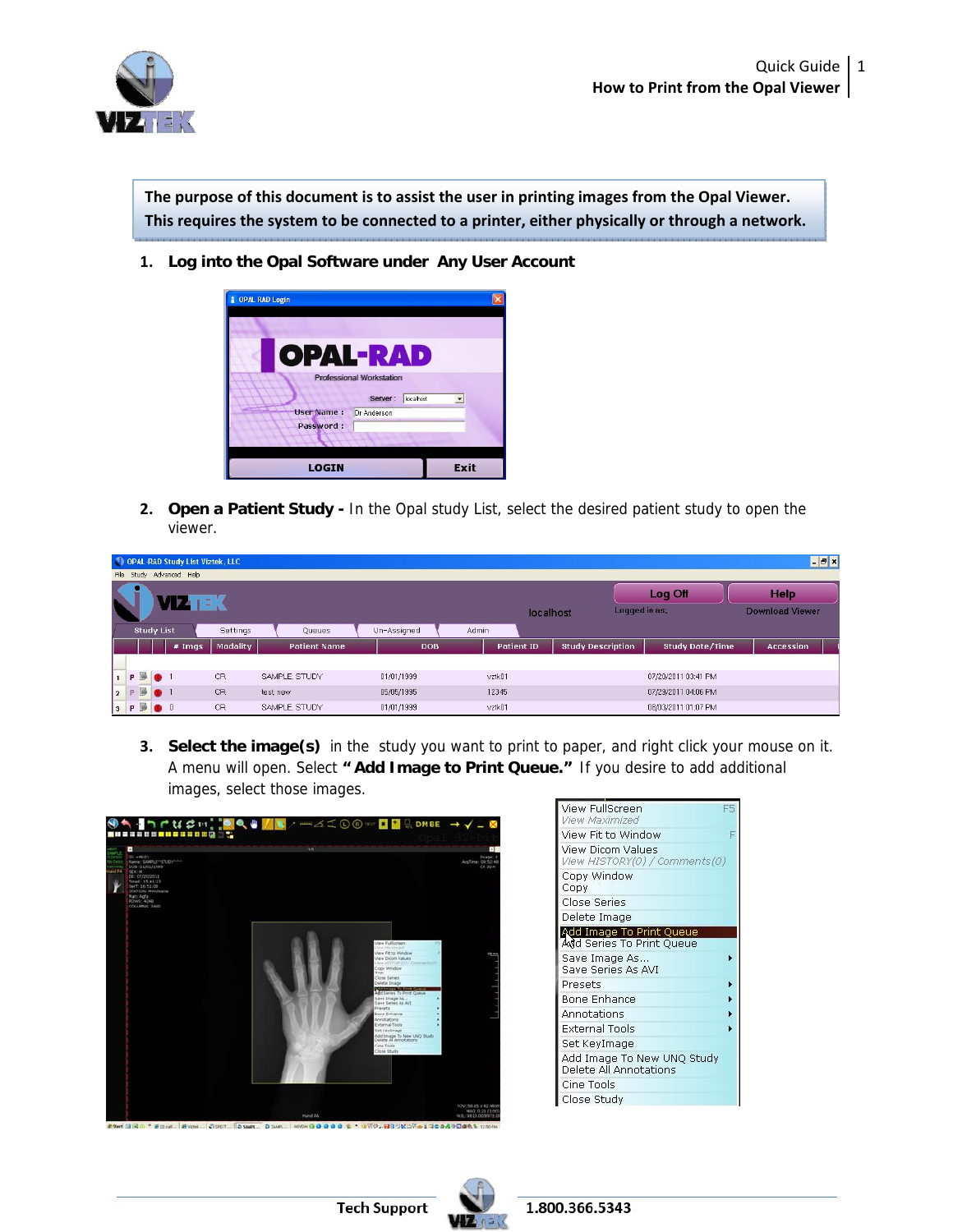The purpose of this document is to assist the user in printing images from the Opal Viewer. This requires the system to be connected to a printer, either physically or through a network.

1. **Log into the Opal Software under Any User Account**

2. **Open a Patient Study -** In the Opal study List, select the desired patient study to open the viewer.

3. **Select the image(s)** in the study you want to print to paper, and right click your mouse on it. A menu will open. Select **"Add Image to Print Queue."** If you desire to add additional images, select those images.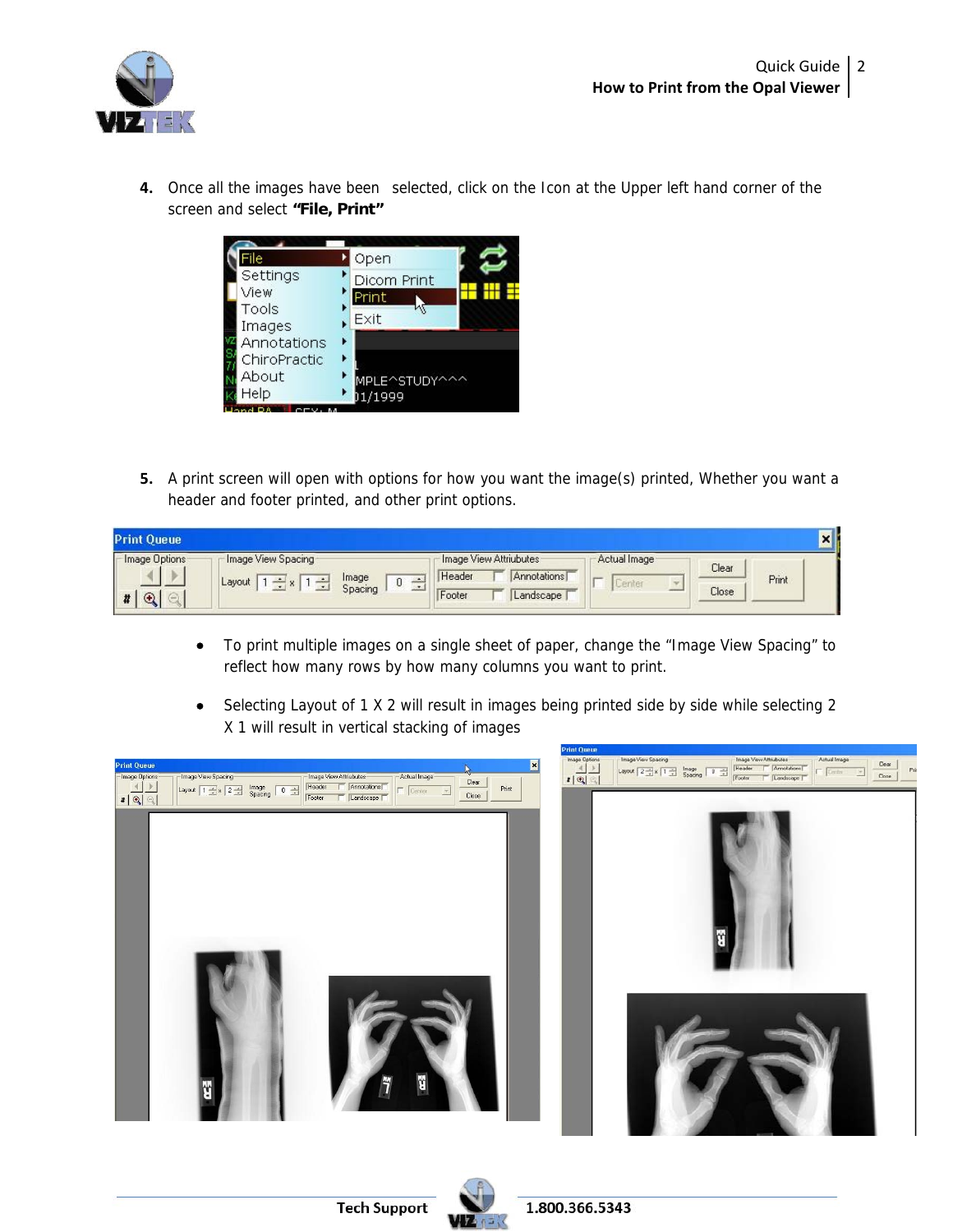4. Once all the images have been selected, click on the Icon at the Upper left hand corner of the screen and select **"File, Print"**

5. A print screen will open with options for how you want the image(s) printed, Whether you want a header and footer printed, and other print options.

   - To print multiple images on a single sheet of paper, change the "Image View Spacing" to reflect how many rows by how many columns you want to print.
   - Selecting Layout of 1 X 2 will result in images being printed side by side while selecting 2 X 1 will result in vertical stacking of images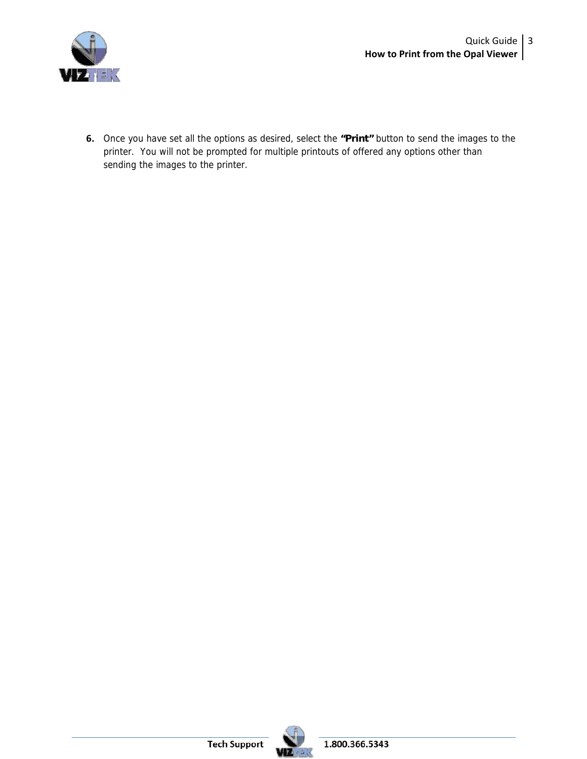6. Once you have set all the options as desired, select the **"Print"** button to send the images to the printer. You will not be prompted for multiple printouts of offered any options other than sending the images to the printer.